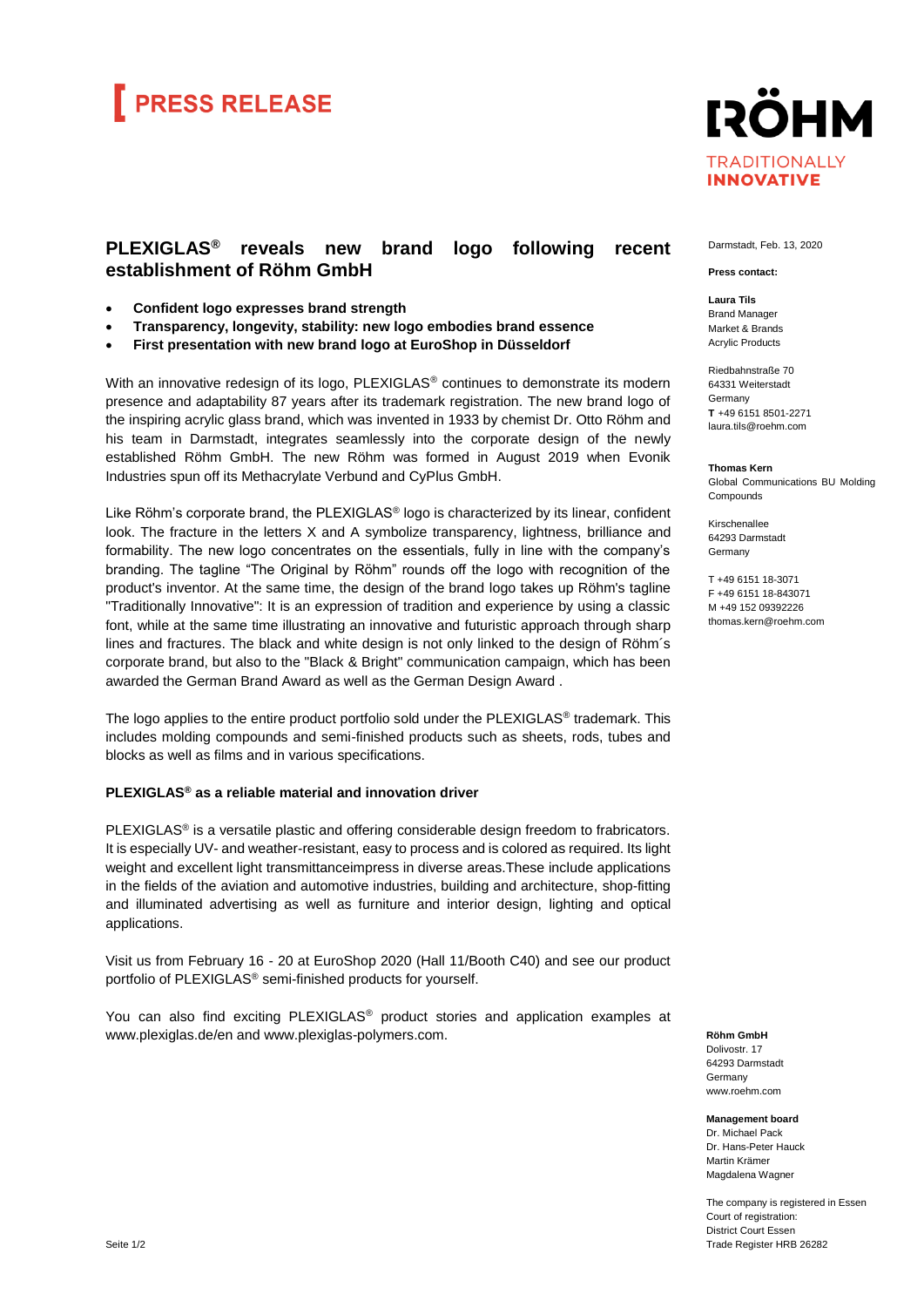PRESS RELEASE

RÖHM
TRADITIONALLY
INNOVATIVE

# PLEXIGLAS® reveals new brand logo following recent establishment of Röhm GmbH

- **Confident logo expresses brand strength**
- **Transparency, longevity, stability: new logo embodies brand essence**
- **First presentation with new brand logo at EuroShop in Düsseldorf**

With an innovative redesign of its logo, PLEXIGLAS® continues to demonstrate its modern presence and adaptability 87 years after its trademark registration. The new brand logo of the inspiring acrylic glass brand, which was invented in 1933 by chemist Dr. Otto Röhm and his team in Darmstadt, integrates seamlessly into the corporate design of the newly established Röhm GmbH. The new Röhm was formed in August 2019 when Evonik Industries spun off its Methacrylate Verbund and CyPlus GmbH.

Like Röhm's corporate brand, the PLEXIGLAS® logo is characterized by its linear, confident look. The fracture in the letters X and A symbolize transparency, lightness, brilliance and formability. The new logo concentrates on the essentials, fully in line with the company's branding. The tagline "The Original by Röhm" rounds off the logo with recognition of the product's inventor. At the same time, the design of the brand logo takes up Röhm's tagline "Traditionally Innovative": It is an expression of tradition and experience by using a classic font, while at the same time illustrating an innovative and futuristic approach through sharp lines and fractures. The black and white design is not only linked to the design of Röhm´s corporate brand, but also to the "Black & Bright" communication campaign, which has been awarded the German Brand Award as well as the German Design Award .

The logo applies to the entire product portfolio sold under the PLEXIGLAS® trademark. This includes molding compounds and semi-finished products such as sheets, rods, tubes and blocks as well as films and in various specifications.

### PLEXIGLAS® as a reliable material and innovation driver

PLEXIGLAS® is a versatile plastic and offering considerable design freedom to fabricators. It is especially UV- and weather-resistant, easy to process and is colored as required. Its light weight and excellent light transmittanceimpress in diverse areas.These include applications in the fields of the aviation and automotive industries, building and architecture, shop-fitting and illuminated advertising as well as furniture and interior design, lighting and optical applications.

Visit us from February 16 - 20 at EuroShop 2020 (Hall 11/Booth C40) and see our product portfolio of PLEXIGLAS® semi-finished products for yourself.

You can also find exciting PLEXIGLAS® product stories and application examples at www.plexiglas.de/en and www.plexiglas-polymers.com.

Darmstadt, Feb. 13, 2020

**Press contact:**

**Laura Tils**
Brand Manager
Market & Brands
Acrylic Products

Riedbahnstraße 70
64331 Weiterstadt
Germany
**T** +49 6151 8501-2271
laura.tils@roehm.com

**Thomas Kern**
Global Communications BU Molding Compounds

Kirschenallee
64293 Darmstadt
Germany

T +49 6151 18-3071
F +49 6151 18-843071
M +49 152 09392226
thomas.kern@roehm.com

**Röhm GmbH**
Dolivostr. 17
64293 Darmstadt
Germany
www.roehm.com

**Management board**
Dr. Michael Pack
Dr. Hans-Peter Hauck
Martin Krämer
Magdalena Wagner

The company is registered in Essen
Court of registration:
District Court Essen
Trade Register HRB 26282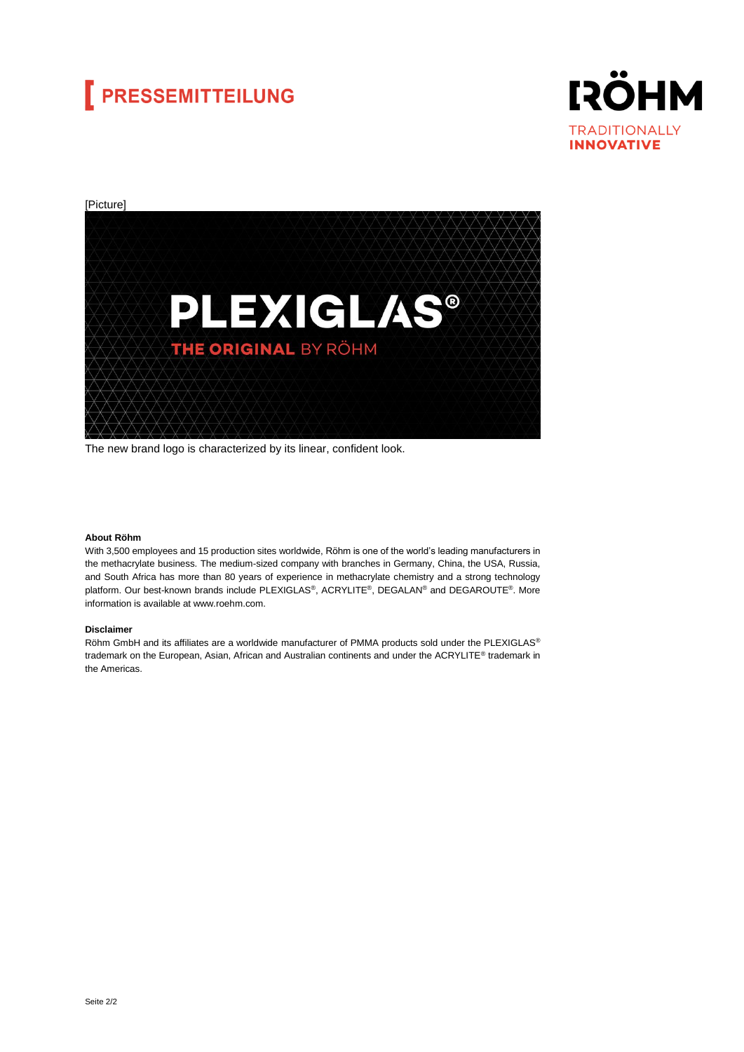[Picture]

The new brand logo is characterized by its linear, confident look.

**About Röhm**

With 3,500 employees and 15 production sites worldwide, Röhm is one of the world's leading manufacturers in the methacrylate business. The medium-sized company with branches in Germany, China, the USA, Russia, and South Africa has more than 80 years of experience in methacrylate chemistry and a strong technology platform. Our best-known brands include PLEXIGLAS®, ACRYLITE®, DEGALAN® and DEGAROUTE®. More information is available at www.roehm.com.

**Disclaimer**

Röhm GmbH and its affiliates are a worldwide manufacturer of PMMA products sold under the PLEXIGLAS® trademark on the European, Asian, African and Australian continents and under the ACRYLITE® trademark in the Americas.